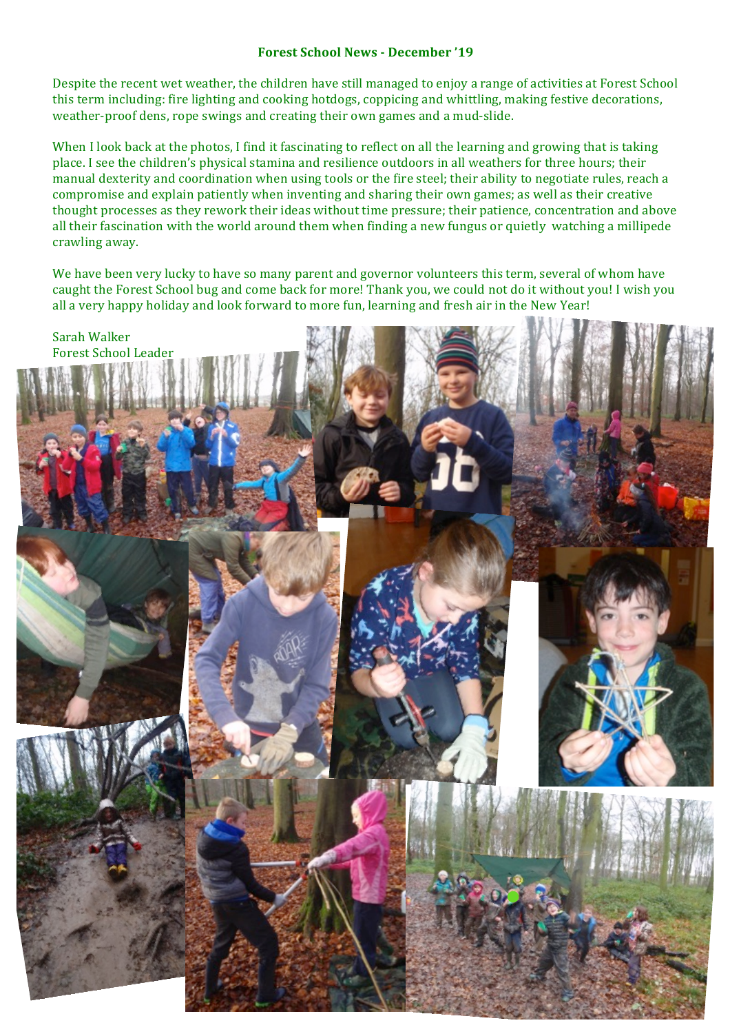## Forest School News - December '19

Despite the recent wet weather, the children have still managed to enjoy a range of activities at Forest School this term including: fire lighting and cooking hotdogs, coppicing and whittling, making festive decorations, weather-proof dens, rope swings and creating their own games and a mud-slide.

When I look back at the photos, I find it fascinating to reflect on all the learning and growing that is taking place. I see the children's physical stamina and resilience outdoors in all weathers for three hours; their manual dexterity and coordination when using tools or the fire steel; their ability to negotiate rules, reach a compromise and explain patiently when inventing and sharing their own games; as well as their creative thought processes as they rework their ideas without time pressure; their patience, concentration and above all their fascination with the world around them when finding a new fungus or quietly watching a millipede crawling away.

We have been very lucky to have so many parent and governor volunteers this term, several of whom have caught the Forest School bug and come back for more! Thank you, we could not do it without you! I wish you all a very happy holiday and look forward to more fun, learning and fresh air in the New Year!

Sarah Walker
Forest School Leader